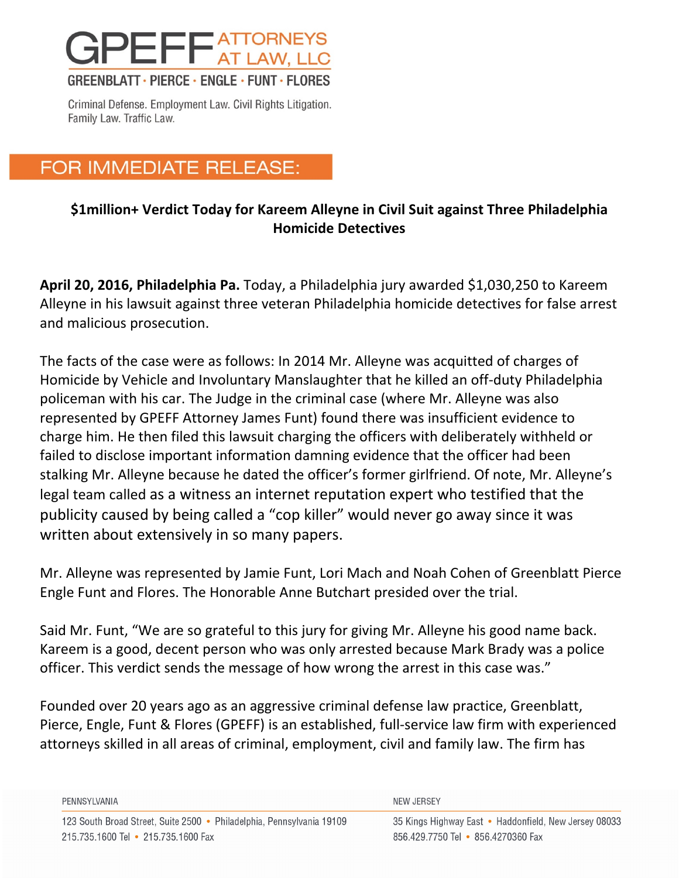# GPEFF ATTORNEYS AT LAW, LLC

GREENBLATT · PIERCE · ENGLE · FUNT · FLORES

Criminal Defense. Employment Law. Civil Rights Litigation.
Family Law. Traffic Law.

## FOR IMMEDIATE RELEASE:

**$1million+ Verdict Today for Kareem Alleyne in Civil Suit against Three Philadelphia Homicide Detectives**

**April 20, 2016, Philadelphia Pa.** Today, a Philadelphia jury awarded $1,030,250 to Kareem Alleyne in his lawsuit against three veteran Philadelphia homicide detectives for false arrest and malicious prosecution.

The facts of the case were as follows: In 2014 Mr. Alleyne was acquitted of charges of Homicide by Vehicle and Involuntary Manslaughter that he killed an off-duty Philadelphia policeman with his car. The Judge in the criminal case (where Mr. Alleyne was also represented by GPEFF Attorney James Funt) found there was insufficient evidence to charge him. He then filed this lawsuit charging the officers with deliberately withheld or failed to disclose important information damning evidence that the officer had been stalking Mr. Alleyne because he dated the officer's former girlfriend. Of note, Mr. Alleyne's legal team called as a witness an internet reputation expert who testified that the publicity caused by being called a "cop killer" would never go away since it was written about extensively in so many papers.

Mr. Alleyne was represented by Jamie Funt, Lori Mach and Noah Cohen of Greenblatt Pierce Engle Funt and Flores. The Honorable Anne Butchart presided over the trial.

Said Mr. Funt, "We are so grateful to this jury for giving Mr. Alleyne his good name back. Kareem is a good, decent person who was only arrested because Mark Brady was a police officer. This verdict sends the message of how wrong the arrest in this case was."

Founded over 20 years ago as an aggressive criminal defense law practice, Greenblatt, Pierce, Engle, Funt & Flores (GPEFF) is an established, full-service law firm with experienced attorneys skilled in all areas of criminal, employment, civil and family law. The firm has

PENNSYLVANIA
123 South Broad Street, Suite 2500 • Philadelphia, Pennsylvania 19109
215.735.1600 Tel • 215.735.1600 Fax

NEW JERSEY
35 Kings Highway East • Haddonfield, New Jersey 08033
856.429.7750 Tel • 856.4270360 Fax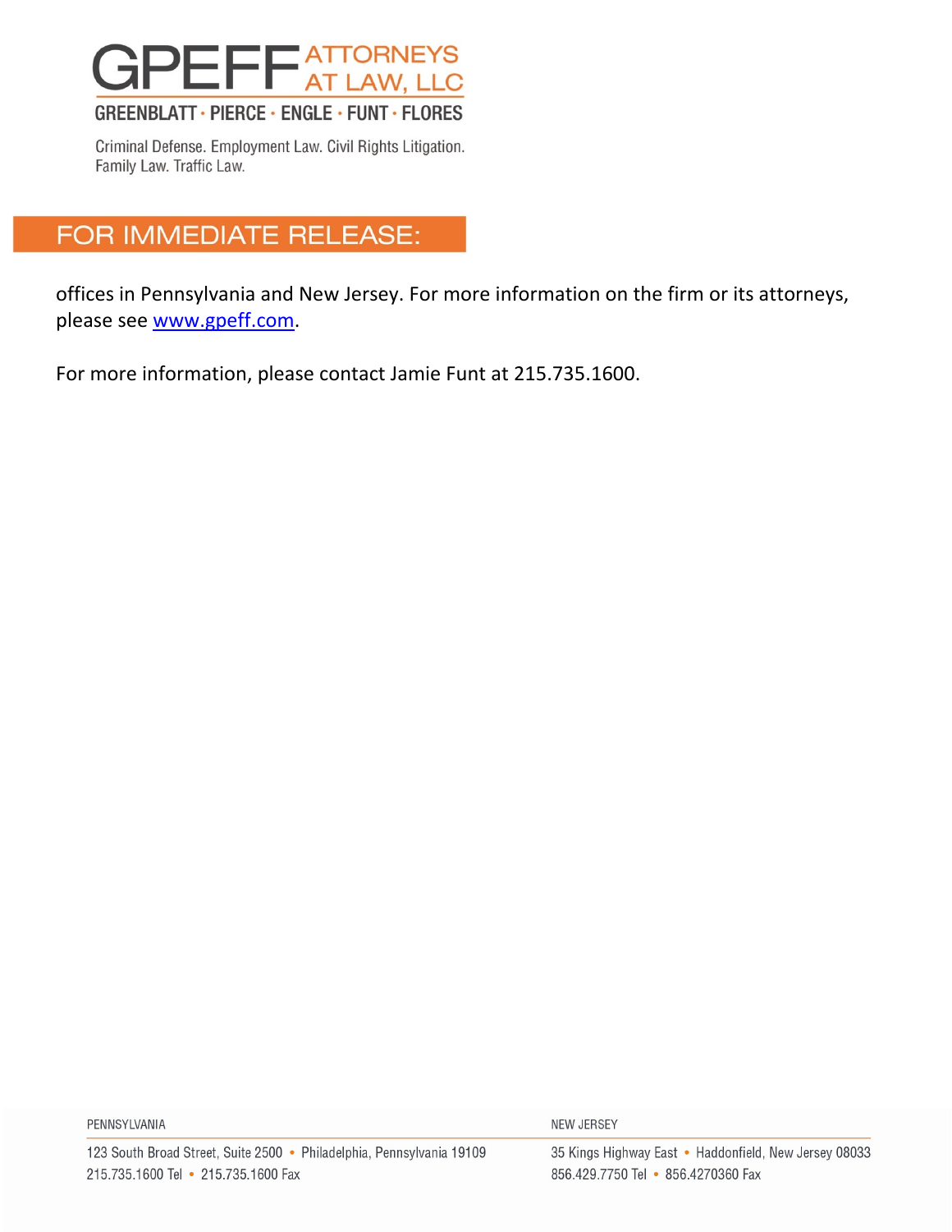# GPEFF ATTORNEYS AT LAW, LLC

GREENBLATT · PIERCE · ENGLE · FUNT · FLORES

Criminal Defense. Employment Law. Civil Rights Litigation. Family Law. Traffic Law.

## FOR IMMEDIATE RELEASE:

offices in Pennsylvania and New Jersey. For more information on the firm or its attorneys, please see www.gpeff.com.

For more information, please contact Jamie Funt at 215.735.1600.

PENNSYLVANIA

123 South Broad Street, Suite 2500 • Philadelphia, Pennsylvania 19109
215.735.1600 Tel • 215.735.1600 Fax

NEW JERSEY

35 Kings Highway East • Haddonfield, New Jersey 08033
856.429.7750 Tel • 856.4270360 Fax